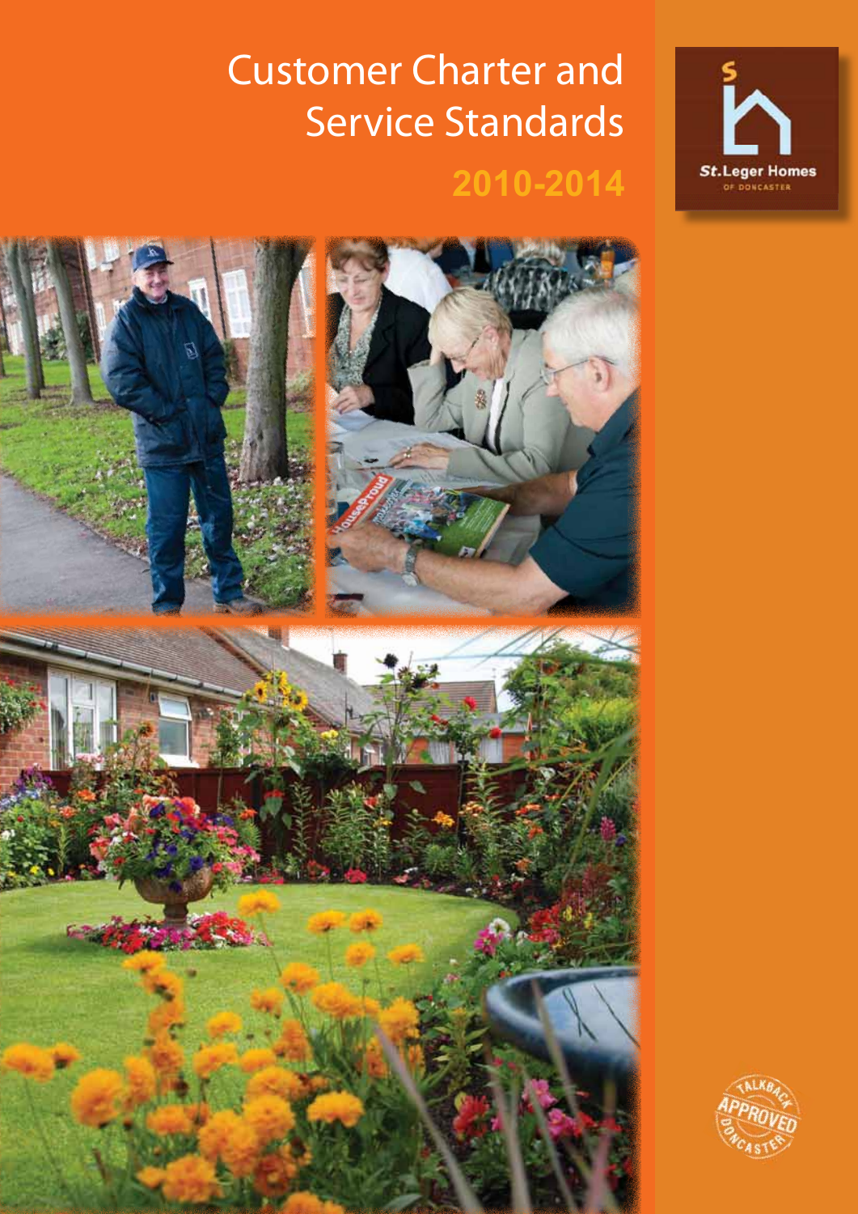# Customer Charter and Service Standards

## 2010-2014

St.Leger Homes
OF DONCASTER

TALKBACK APPROVED DONCASTER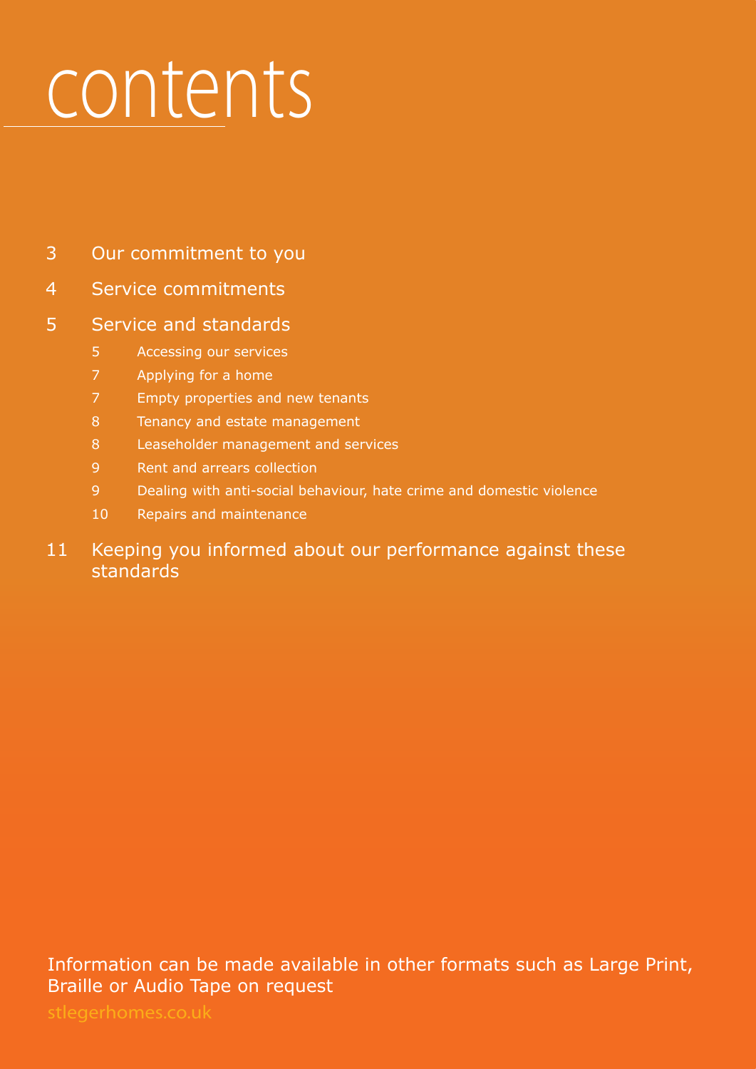# contents

3 Our commitment to you

4 Service commitments

5 Service and standards

- 5 Accessing our services
- 7 Applying for a home
- 7 Empty properties and new tenants
- 8 Tenancy and estate management
- 8 Leaseholder management and services
- 9 Rent and arrears collection
- 9 Dealing with anti-social behaviour, hate crime and domestic violence
- 10 Repairs and maintenance

11 Keeping you informed about our performance against these standards

Information can be made available in other formats such as Large Print, Braille or Audio Tape on request

stlegerhomes.co.uk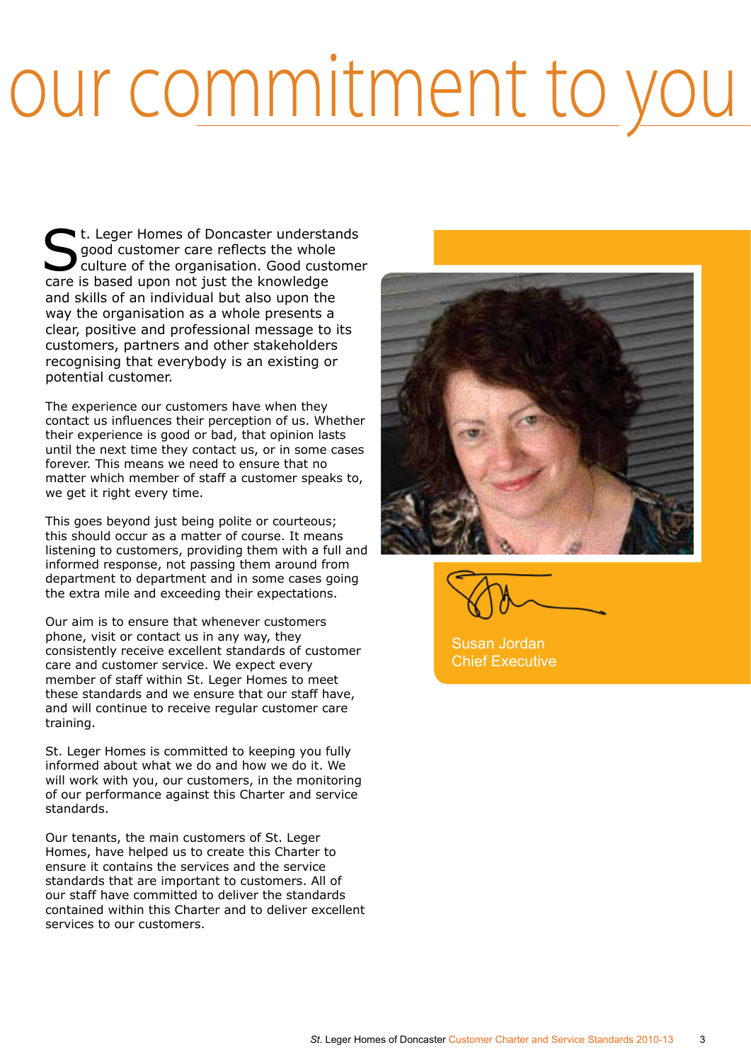# our commitment to you

St. Leger Homes of Doncaster understands good customer care reflects the whole culture of the organisation. Good customer care is based upon not just the knowledge and skills of an individual but also upon the way the organisation as a whole presents a clear, positive and professional message to its customers, partners and other stakeholders recognising that everybody is an existing or potential customer.

The experience our customers have when they contact us influences their perception of us. Whether their experience is good or bad, that opinion lasts until the next time they contact us, or in some cases forever. This means we need to ensure that no matter which member of staff a customer speaks to, we get it right every time.

This goes beyond just being polite or courteous; this should occur as a matter of course. It means listening to customers, providing them with a full and informed response, not passing them around from department to department and in some cases going the extra mile and exceeding their expectations.

Our aim is to ensure that whenever customers phone, visit or contact us in any way, they consistently receive excellent standards of customer care and customer service. We expect every member of staff within St. Leger Homes to meet these standards and we ensure that our staff have, and will continue to receive regular customer care training.

St. Leger Homes is committed to keeping you fully informed about what we do and how we do it. We will work with you, our customers, in the monitoring of our performance against this Charter and service standards.

Our tenants, the main customers of St. Leger Homes, have helped us to create this Charter to ensure it contains the services and the service standards that are important to customers. All of our staff have committed to deliver the standards contained within this Charter and to deliver excellent services to our customers.

Susan Jordan
Chief Executive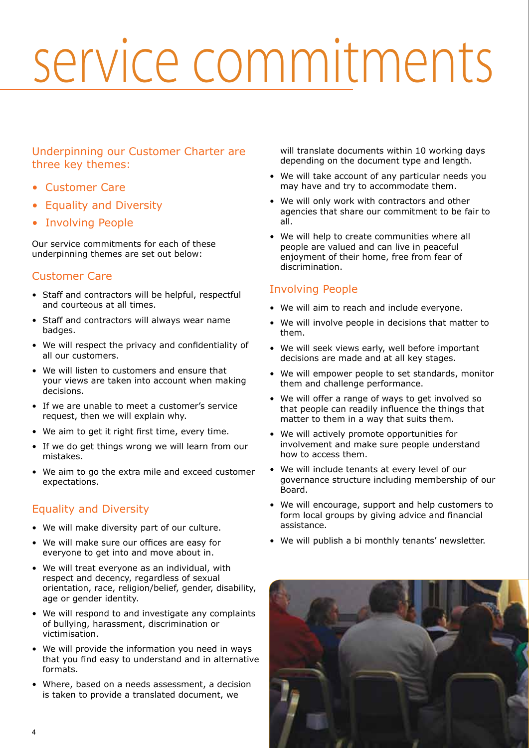# service commitments

## Underpinning our Customer Charter are three key themes:

- Customer Care
- Equality and Diversity
- Involving People

Our service commitments for each of these underpinning themes are set out below:

### Customer Care

- Staff and contractors will be helpful, respectful and courteous at all times.
- Staff and contractors will always wear name badges.
- We will respect the privacy and confidentiality of all our customers.
- We will listen to customers and ensure that your views are taken into account when making decisions.
- If we are unable to meet a customer's service request, then we will explain why.
- We aim to get it right first time, every time.
- If we do get things wrong we will learn from our mistakes.
- We aim to go the extra mile and exceed customer expectations.

### Equality and Diversity

- We will make diversity part of our culture.
- We will make sure our offices are easy for everyone to get into and move about in.
- We will treat everyone as an individual, with respect and decency, regardless of sexual orientation, race, religion/belief, gender, disability, age or gender identity.
- We will respond to and investigate any complaints of bullying, harassment, discrimination or victimisation.
- We will provide the information you need in ways that you find easy to understand and in alternative formats.
- Where, based on a needs assessment, a decision is taken to provide a translated document, we will translate documents within 10 working days depending on the document type and length.
- We will take account of any particular needs you may have and try to accommodate them.
- We will only work with contractors and other agencies that share our commitment to be fair to all.
- We will help to create communities where all people are valued and can live in peaceful enjoyment of their home, free from fear of discrimination.

### Involving People

- We will aim to reach and include everyone.
- We will involve people in decisions that matter to them.
- We will seek views early, well before important decisions are made and at all key stages.
- We will empower people to set standards, monitor them and challenge performance.
- We will offer a range of ways to get involved so that people can readily influence the things that matter to them in a way that suits them.
- We will actively promote opportunities for involvement and make sure people understand how to access them.
- We will include tenants at every level of our governance structure including membership of our Board.
- We will encourage, support and help customers to form local groups by giving advice and financial assistance.
- We will publish a bi monthly tenants' newsletter.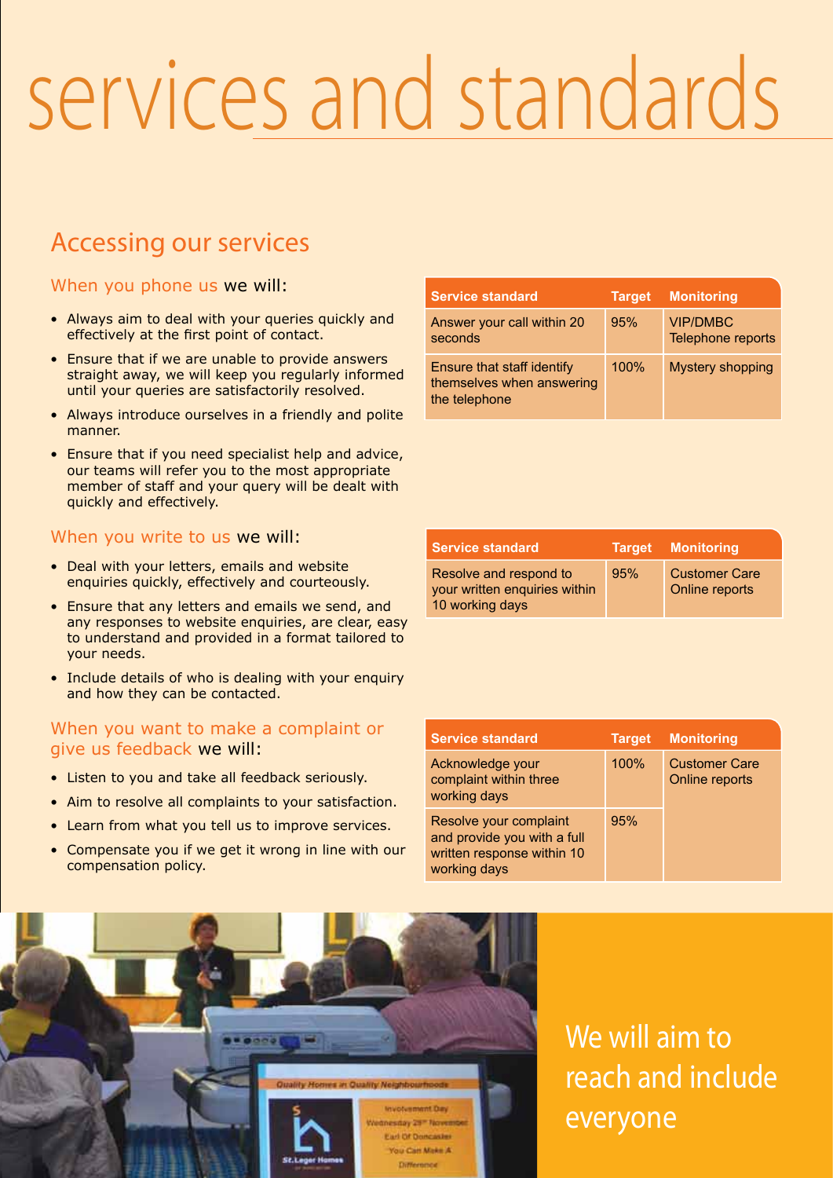# services and standards

## Accessing our services

### When you phone us we will:

- Always aim to deal with your queries quickly and effectively at the first point of contact.
- Ensure that if we are unable to provide answers straight away, we will keep you regularly informed until your queries are satisfactorily resolved.
- Always introduce ourselves in a friendly and polite manner.
- Ensure that if you need specialist help and advice, our teams will refer you to the most appropriate member of staff and your query will be dealt with quickly and effectively.

| Service standard | Target | Monitoring |
|---|---|---|
| Answer your call within 20 seconds | 95% | VIP/DMBC Telephone reports |
| Ensure that staff identify themselves when answering the telephone | 100% | Mystery shopping |

### When you write to us we will:

- Deal with your letters, emails and website enquiries quickly, effectively and courteously.
- Ensure that any letters and emails we send, and any responses to website enquiries, are clear, easy to understand and provided in a format tailored to your needs.
- Include details of who is dealing with your enquiry and how they can be contacted.

| Service standard | Target | Monitoring |
|---|---|---|
| Resolve and respond to your written enquiries within 10 working days | 95% | Customer Care Online reports |

### When you want to make a complaint or give us feedback we will:

- Listen to you and take all feedback seriously.
- Aim to resolve all complaints to your satisfaction.
- Learn from what you tell us to improve services.
- Compensate you if we get it wrong in line with our compensation policy.

| Service standard | Target | Monitoring |
|---|---|---|
| Acknowledge your complaint within three working days | 100% | Customer Care Online reports |
| Resolve your complaint and provide you with a full written response within 10 working days | 95% | |

We will aim to reach and include everyone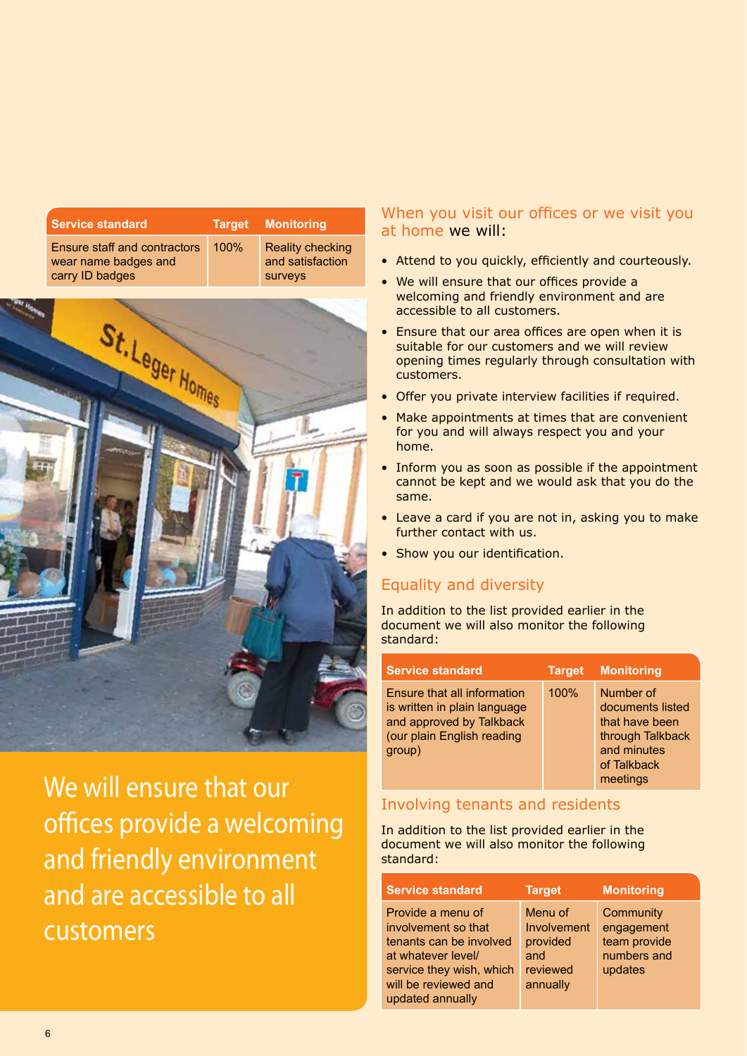| Service standard | Target | Monitoring |
|---|---|---|
| Ensure staff and contractors wear name badges and carry ID badges | 100% | Reality checking and satisfaction surveys |

We will ensure that our offices provide a welcoming and friendly environment and are accessible to all customers

## When you visit our offices or we visit you at home we will:

- Attend to you quickly, efficiently and courteously.
- We will ensure that our offices provide a welcoming and friendly environment and are accessible to all customers.
- Ensure that our area offices are open when it is suitable for our customers and we will review opening times regularly through consultation with customers.
- Offer you private interview facilities if required.
- Make appointments at times that are convenient for you and will always respect you and your home.
- Inform you as soon as possible if the appointment cannot be kept and we would ask that you do the same.
- Leave a card if you are not in, asking you to make further contact with us.
- Show you our identification.

## Equality and diversity

In addition to the list provided earlier in the document we will also monitor the following standard:

| Service standard | Target | Monitoring |
|---|---|---|
| Ensure that all information is written in plain language and approved by Talkback (our plain English reading group) | 100% | Number of documents listed that have been through Talkback and minutes of Talkback meetings |

## Involving tenants and residents

In addition to the list provided earlier in the document we will also monitor the following standard:

| Service standard | Target | Monitoring |
|---|---|---|
| Provide a menu of involvement so that tenants can be involved at whatever level/ service they wish, which will be reviewed and updated annually | Menu of Involvement provided and reviewed annually | Community engagement team provide numbers and updates |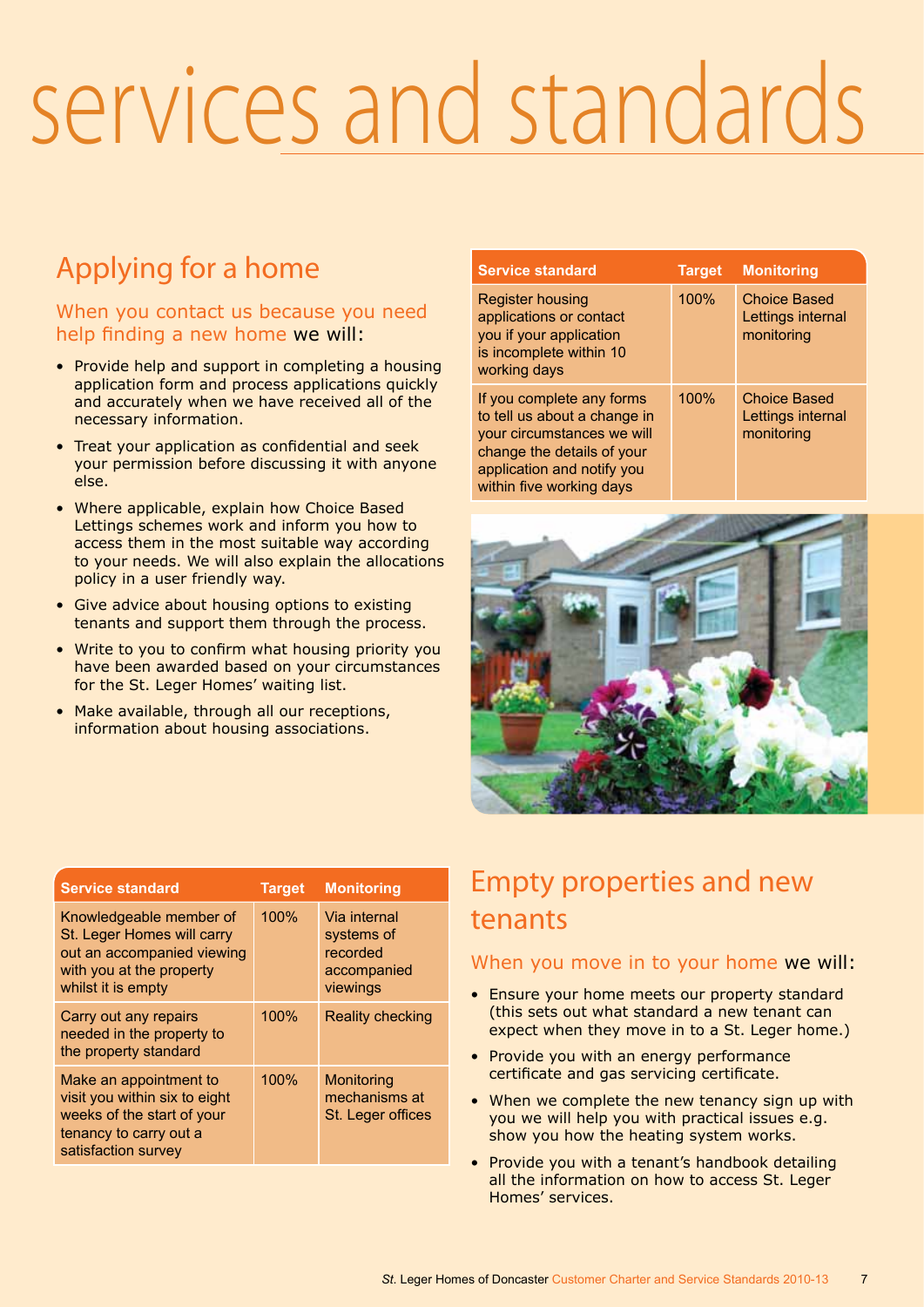# services and standards

## Applying for a home

### When you contact us because you need help finding a new home we will:

- Provide help and support in completing a housing application form and process applications quickly and accurately when we have received all of the necessary information.
- Treat your application as confidential and seek your permission before discussing it with anyone else.
- Where applicable, explain how Choice Based Lettings schemes work and inform you how to access them in the most suitable way according to your needs. We will also explain the allocations policy in a user friendly way.
- Give advice about housing options to existing tenants and support them through the process.
- Write to you to confirm what housing priority you have been awarded based on your circumstances for the St. Leger Homes' waiting list.
- Make available, through all our receptions, information about housing associations.

| Service standard | Target | Monitoring |
| --- | --- | --- |
| Register housing applications or contact you if your application is incomplete within 10 working days | 100% | Choice Based Lettings internal monitoring |
| If you complete any forms to tell us about a change in your circumstances we will change the details of your application and notify you within five working days | 100% | Choice Based Lettings internal monitoring |

| Service standard | Target | Monitoring |
| --- | --- | --- |
| Knowledgeable member of St. Leger Homes will carry out an accompanied viewing with you at the property whilst it is empty | 100% | Via internal systems of recorded accompanied viewings |
| Carry out any repairs needed in the property to the property standard | 100% | Reality checking |
| Make an appointment to visit you within six to eight weeks of the start of your tenancy to carry out a satisfaction survey | 100% | Monitoring mechanisms at St. Leger offices |

## Empty properties and new tenants

### When you move in to your home we will:

- Ensure your home meets our property standard (this sets out what standard a new tenant can expect when they move in to a St. Leger home.)
- Provide you with an energy performance certificate and gas servicing certificate.
- When we complete the new tenancy sign up with you we will help you with practical issues e.g. show you how the heating system works.
- Provide you with a tenant's handbook detailing all the information on how to access St. Leger Homes' services.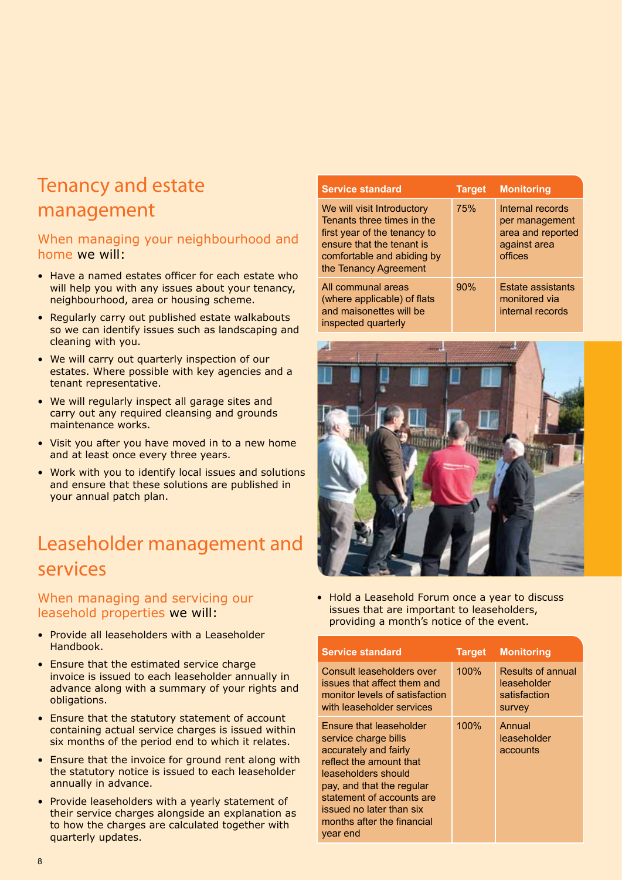# Tenancy and estate management

## When managing your neighbourhood and home we will:

- Have a named estates officer for each estate who will help you with any issues about your tenancy, neighbourhood, area or housing scheme.
- Regularly carry out published estate walkabouts so we can identify issues such as landscaping and cleaning with you.
- We will carry out quarterly inspection of our estates. Where possible with key agencies and a tenant representative.
- We will regularly inspect all garage sites and carry out any required cleansing and grounds maintenance works.
- Visit you after you have moved in to a new home and at least once every three years.
- Work with you to identify local issues and solutions and ensure that these solutions are published in your annual patch plan.

| Service standard | Target | Monitoring |
|---|---|---|
| We will visit Introductory Tenants three times in the first year of the tenancy to ensure that the tenant is comfortable and abiding by the Tenancy Agreement | 75% | Internal records per management area and reported against area offices |
| All communal areas (where applicable) of flats and maisonettes will be inspected quarterly | 90% | Estate assistants monitored via internal records |

# Leaseholder management and services

## When managing and servicing our leasehold properties we will:

- Provide all leaseholders with a Leaseholder Handbook.
- Ensure that the estimated service charge invoice is issued to each leaseholder annually in advance along with a summary of your rights and obligations.
- Ensure that the statutory statement of account containing actual service charges is issued within six months of the period end to which it relates.
- Ensure that the invoice for ground rent along with the statutory notice is issued to each leaseholder annually in advance.
- Provide leaseholders with a yearly statement of their service charges alongside an explanation as to how the charges are calculated together with quarterly updates.
- Hold a Leasehold Forum once a year to discuss issues that are important to leaseholders, providing a month's notice of the event.

| Service standard | Target | Monitoring |
|---|---|---|
| Consult leaseholders over issues that affect them and monitor levels of satisfaction with leaseholder services | 100% | Results of annual leaseholder satisfaction survey |
| Ensure that leaseholder service charge bills accurately and fairly reflect the amount that leaseholders should pay, and that the regular statement of accounts are issued no later than six months after the financial year end | 100% | Annual leaseholder accounts |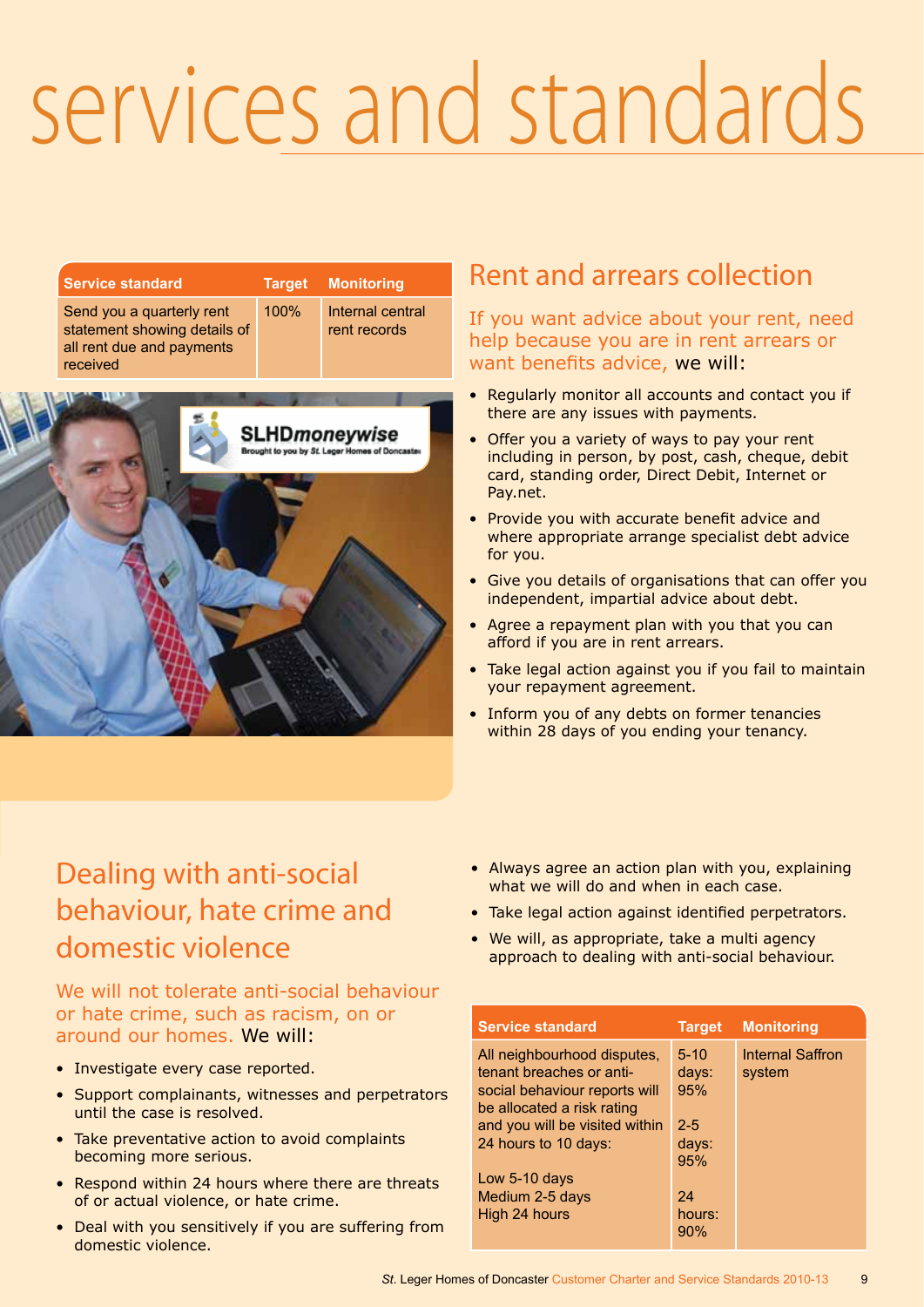# services and standards

| Service standard | Target | Monitoring |
|---|---|---|
| Send you a quarterly rent statement showing details of all rent due and payments received | 100% | Internal central rent records |

## Rent and arrears collection

If you want advice about your rent, need help because you are in rent arrears or want benefits advice, we will:

- Regularly monitor all accounts and contact you if there are any issues with payments.
- Offer you a variety of ways to pay your rent including in person, by post, cash, cheque, debit card, standing order, Direct Debit, Internet or Pay.net.
- Provide you with accurate benefit advice and where appropriate arrange specialist debt advice for you.
- Give you details of organisations that can offer you independent, impartial advice about debt.
- Agree a repayment plan with you that you can afford if you are in rent arrears.
- Take legal action against you if you fail to maintain your repayment agreement.
- Inform you of any debts on former tenancies within 28 days of you ending your tenancy.

## Dealing with anti-social behaviour, hate crime and domestic violence

We will not tolerate anti-social behaviour or hate crime, such as racism, on or around our homes. We will:

- Investigate every case reported.
- Support complainants, witnesses and perpetrators until the case is resolved.
- Take preventative action to avoid complaints becoming more serious.
- Respond within 24 hours where there are threats of or actual violence, or hate crime.
- Deal with you sensitively if you are suffering from domestic violence.
- Always agree an action plan with you, explaining what we will do and when in each case.
- Take legal action against identified perpetrators.
- We will, as appropriate, take a multi agency approach to dealing with anti-social behaviour.

| Service standard | Target | Monitoring |
|---|---|---|
| All neighbourhood disputes, tenant breaches or anti-social behaviour reports will be allocated a risk rating and you will be visited within 24 hours to 10 days:<br><br>Low 5-10 days<br>Medium 2-5 days<br>High 24 hours | 5-10 days: 95%<br><br>2-5 days: 95%<br><br>24 hours: 90% | Internal Saffron system |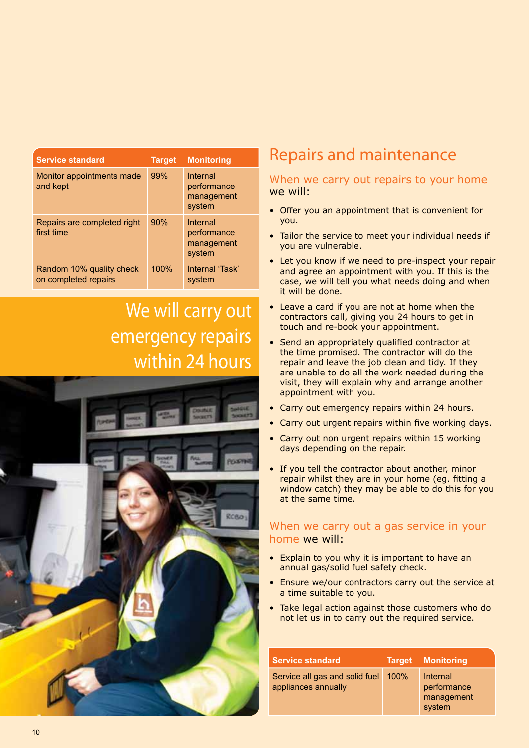| Service standard | Target | Monitoring |
|---|---|---|
| Monitor appointments made and kept | 99% | Internal performance management system |
| Repairs are completed right first time | 90% | Internal performance management system |
| Random 10% quality check on completed repairs | 100% | Internal 'Task' system |

We will carry out emergency repairs within 24 hours

# Repairs and maintenance

## When we carry out repairs to your home we will:

- Offer you an appointment that is convenient for you.
- Tailor the service to meet your individual needs if you are vulnerable.
- Let you know if we need to pre-inspect your repair and agree an appointment with you. If this is the case, we will tell you what needs doing and when it will be done.
- Leave a card if you are not at home when the contractors call, giving you 24 hours to get in touch and re-book your appointment.
- Send an appropriately qualified contractor at the time promised. The contractor will do the repair and leave the job clean and tidy. If they are unable to do all the work needed during the visit, they will explain why and arrange another appointment with you.
- Carry out emergency repairs within 24 hours.
- Carry out urgent repairs within five working days.
- Carry out non urgent repairs within 15 working days depending on the repair.
- If you tell the contractor about another, minor repair whilst they are in your home (eg. fitting a window catch) they may be able to do this for you at the same time.

## When we carry out a gas service in your home we will:

- Explain to you why it is important to have an annual gas/solid fuel safety check.
- Ensure we/our contractors carry out the service at a time suitable to you.
- Take legal action against those customers who do not let us in to carry out the required service.

| Service standard | Target | Monitoring |
|---|---|---|
| Service all gas and solid fuel appliances annually | 100% | Internal performance management system |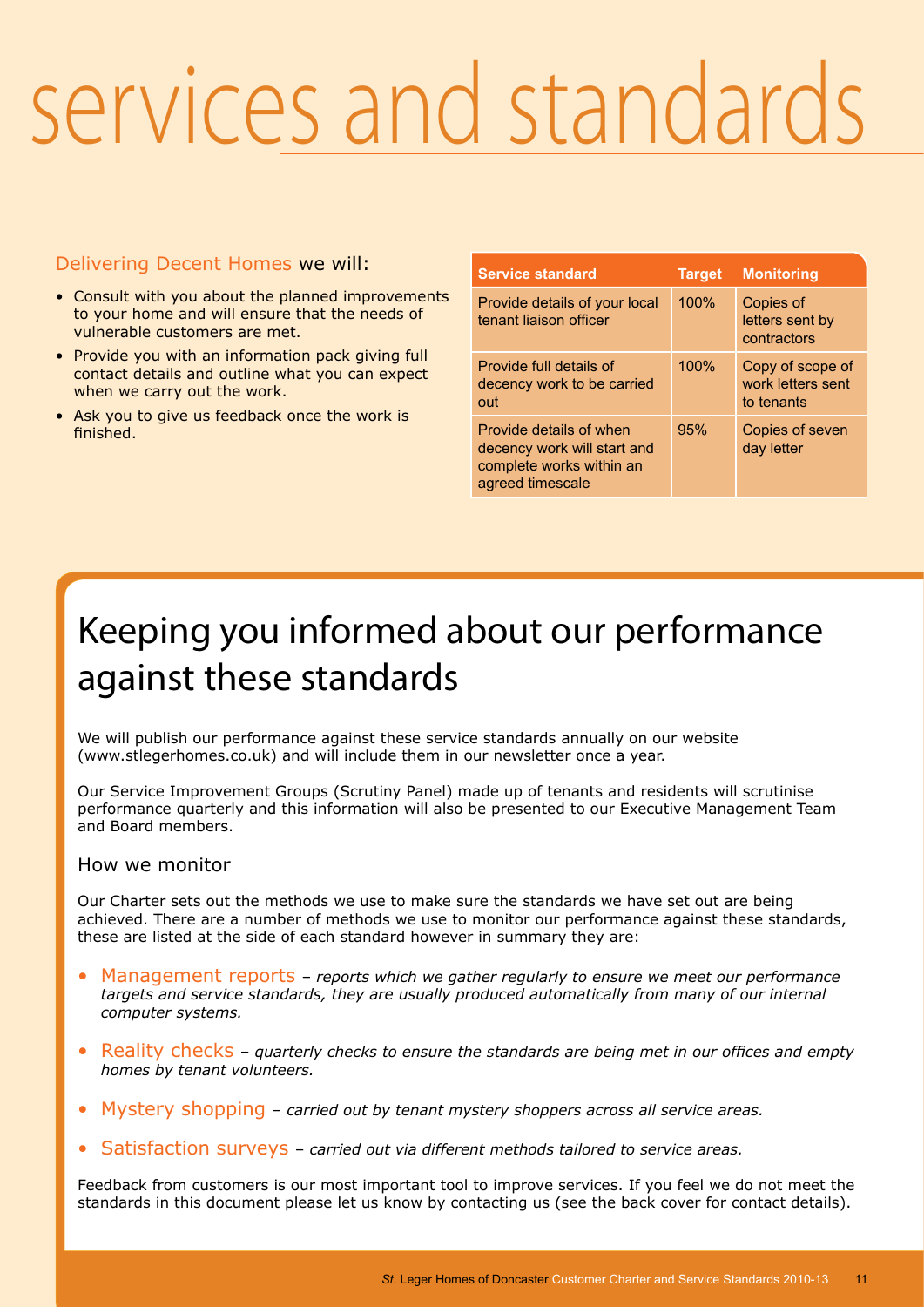# services and standards

Delivering Decent Homes we will:

- Consult with you about the planned improvements to your home and will ensure that the needs of vulnerable customers are met.
- Provide you with an information pack giving full contact details and outline what you can expect when we carry out the work.
- Ask you to give us feedback once the work is finished.

| Service standard | Target | Monitoring |
|---|---|---|
| Provide details of your local tenant liaison officer | 100% | Copies of letters sent by contractors |
| Provide full details of decency work to be carried out | 100% | Copy of scope of work letters sent to tenants |
| Provide details of when decency work will start and complete works within an agreed timescale | 95% | Copies of seven day letter |

## Keeping you informed about our performance against these standards

We will publish our performance against these service standards annually on our website (www.stlegerhomes.co.uk) and will include them in our newsletter once a year.

Our Service Improvement Groups (Scrutiny Panel) made up of tenants and residents will scrutinise performance quarterly and this information will also be presented to our Executive Management Team and Board members.

### How we monitor

Our Charter sets out the methods we use to make sure the standards we have set out are being achieved. There are a number of methods we use to monitor our performance against these standards, these are listed at the side of each standard however in summary they are:

- Management reports – *reports which we gather regularly to ensure we meet our performance targets and service standards, they are usually produced automatically from many of our internal computer systems.*
- Reality checks – *quarterly checks to ensure the standards are being met in our offices and empty homes by tenant volunteers.*
- Mystery shopping – *carried out by tenant mystery shoppers across all service areas.*
- Satisfaction surveys – *carried out via different methods tailored to service areas.*

Feedback from customers is our most important tool to improve services. If you feel we do not meet the standards in this document please let us know by contacting us (see the back cover for contact details).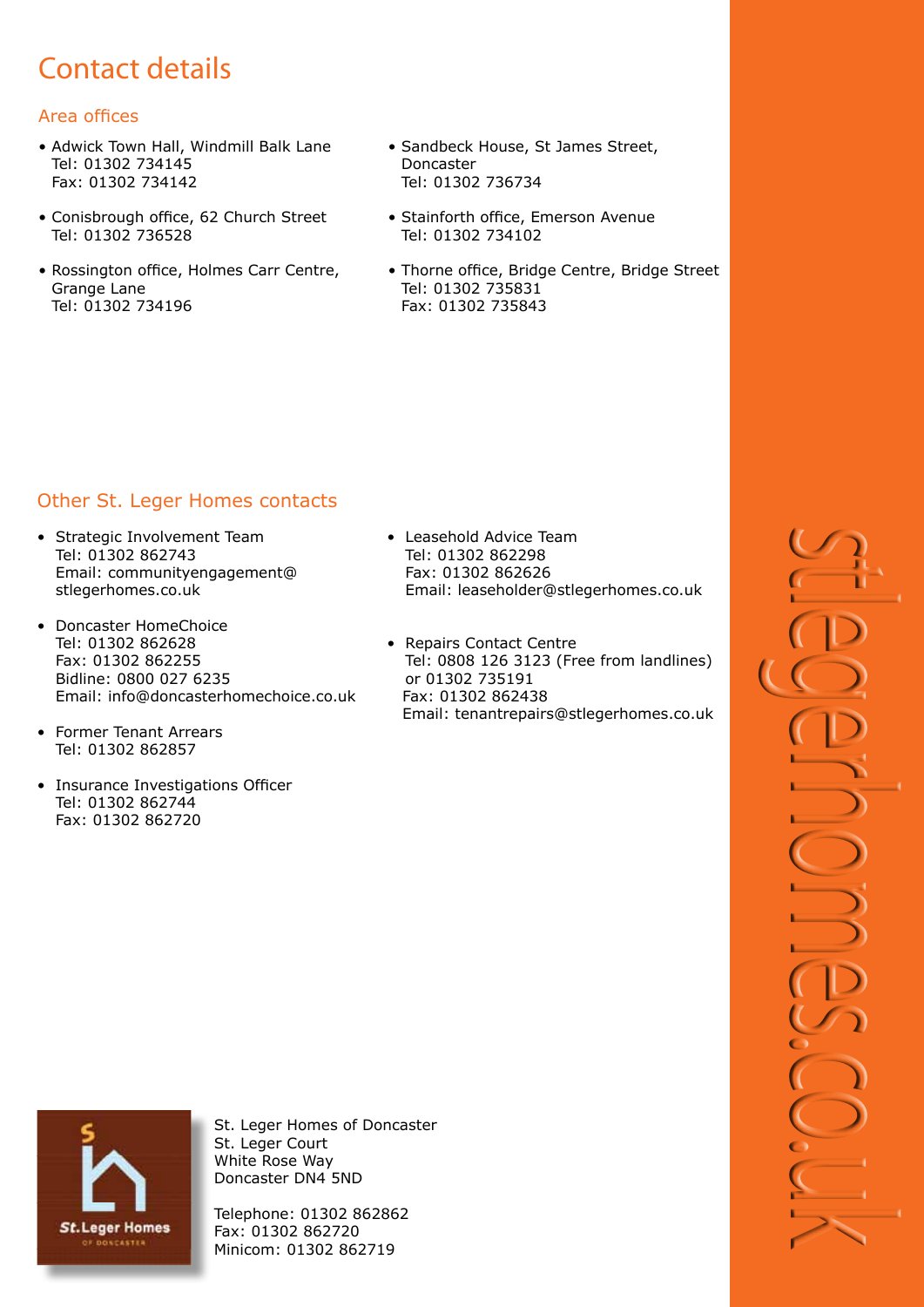# Contact details

## Area offices

- Adwick Town Hall, Windmill Balk Lane
  Tel: 01302 734145
  Fax: 01302 734142
- Conisbrough office, 62 Church Street
  Tel: 01302 736528
- Rossington office, Holmes Carr Centre, Grange Lane
  Tel: 01302 734196
- Sandbeck House, St James Street, Doncaster
  Tel: 01302 736734
- Stainforth office, Emerson Avenue
  Tel: 01302 734102
- Thorne office, Bridge Centre, Bridge Street
  Tel: 01302 735831
  Fax: 01302 735843

## Other St. Leger Homes contacts

- Strategic Involvement Team
  Tel: 01302 862743
  Email: communityengagement@stlegerhomes.co.uk
- Doncaster HomeChoice
  Tel: 01302 862628
  Fax: 01302 862255
  Bidline: 0800 027 6235
  Email: info@doncasterhomechoice.co.uk
- Former Tenant Arrears
  Tel: 01302 862857
- Insurance Investigations Officer
  Tel: 01302 862744
  Fax: 01302 862720
- Leasehold Advice Team
  Tel: 01302 862298
  Fax: 01302 862626
  Email: leaseholder@stlegerhomes.co.uk
- Repairs Contact Centre
  Tel: 0808 126 3123 (Free from landlines) or 01302 735191
  Fax: 01302 862438
  Email: tenantrepairs@stlegerhomes.co.uk

St.Leger Homes OF DONCASTER

St. Leger Homes of Doncaster
St. Leger Court
White Rose Way
Doncaster DN4 5ND

Telephone: 01302 862862
Fax: 01302 862720
Minicom: 01302 862719

stlegerhomes.co.uk